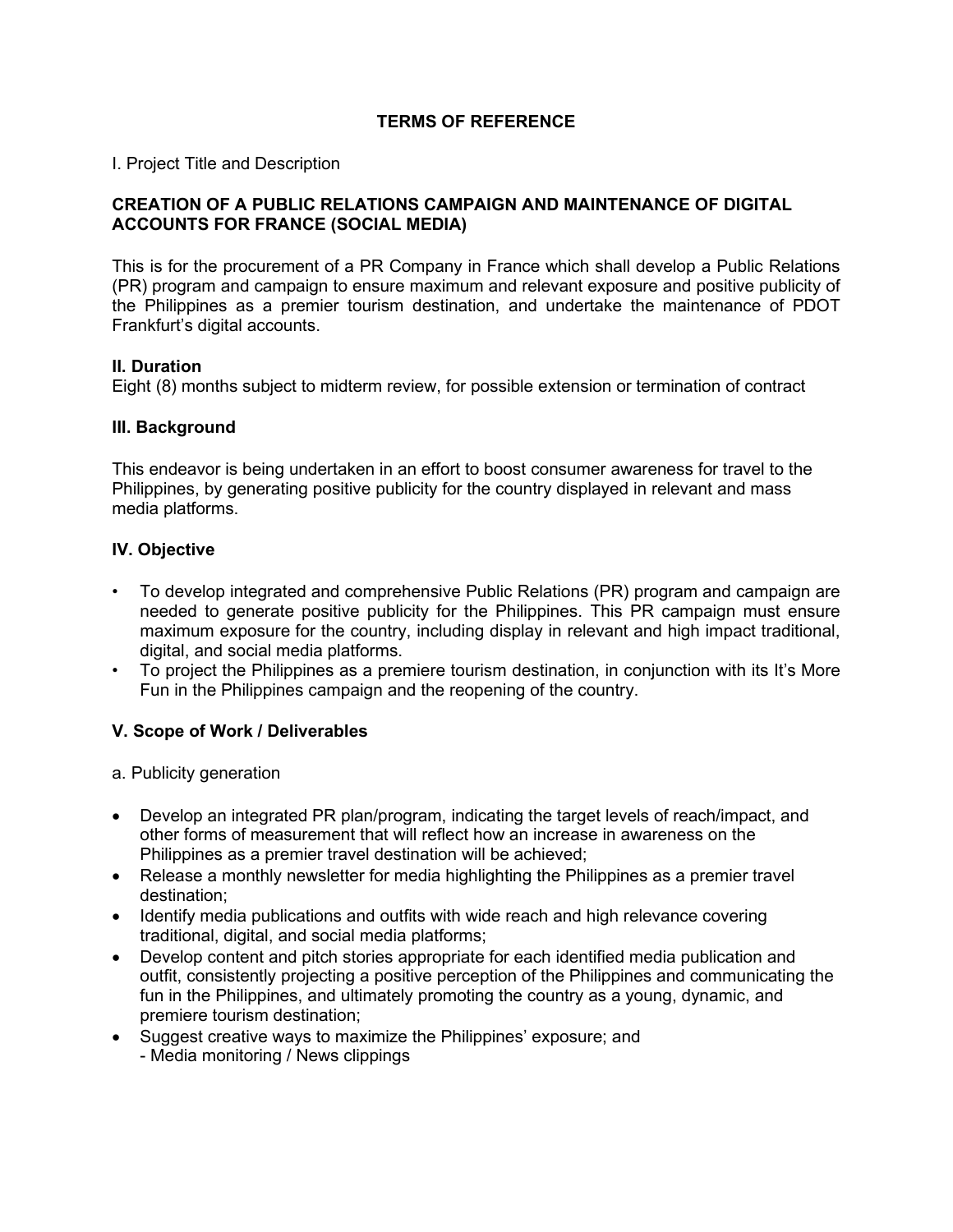# TERMS OF REFERENCE

I. Project Title and Description

**CREATION OF A PUBLIC RELATIONS CAMPAIGN AND MAINTENANCE OF DIGITAL ACCOUNTS FOR FRANCE (SOCIAL MEDIA)**

This is for the procurement of a PR Company in France which shall develop a Public Relations (PR) program and campaign to ensure maximum and relevant exposure and positive publicity of the Philippines as a premier tourism destination, and undertake the maintenance of PDOT Frankfurt's digital accounts.

## II. Duration

Eight (8) months subject to midterm review, for possible extension or termination of contract

## III. Background

This endeavor is being undertaken in an effort to boost consumer awareness for travel to the Philippines, by generating positive publicity for the country displayed in relevant and mass media platforms.

## IV. Objective

- To develop integrated and comprehensive Public Relations (PR) program and campaign are needed to generate positive publicity for the Philippines. This PR campaign must ensure maximum exposure for the country, including display in relevant and high impact traditional, digital, and social media platforms.
- To project the Philippines as a premiere tourism destination, in conjunction with its It's More Fun in the Philippines campaign and the reopening of the country.

## V. Scope of Work / Deliverables

a. Publicity generation

- Develop an integrated PR plan/program, indicating the target levels of reach/impact, and other forms of measurement that will reflect how an increase in awareness on the Philippines as a premier travel destination will be achieved;
- Release a monthly newsletter for media highlighting the Philippines as a premier travel destination;
- Identify media publications and outfits with wide reach and high relevance covering traditional, digital, and social media platforms;
- Develop content and pitch stories appropriate for each identified media publication and outfit, consistently projecting a positive perception of the Philippines and communicating the fun in the Philippines, and ultimately promoting the country as a young, dynamic, and premiere tourism destination;
- Suggest creative ways to maximize the Philippines' exposure; and
  - Media monitoring / News clippings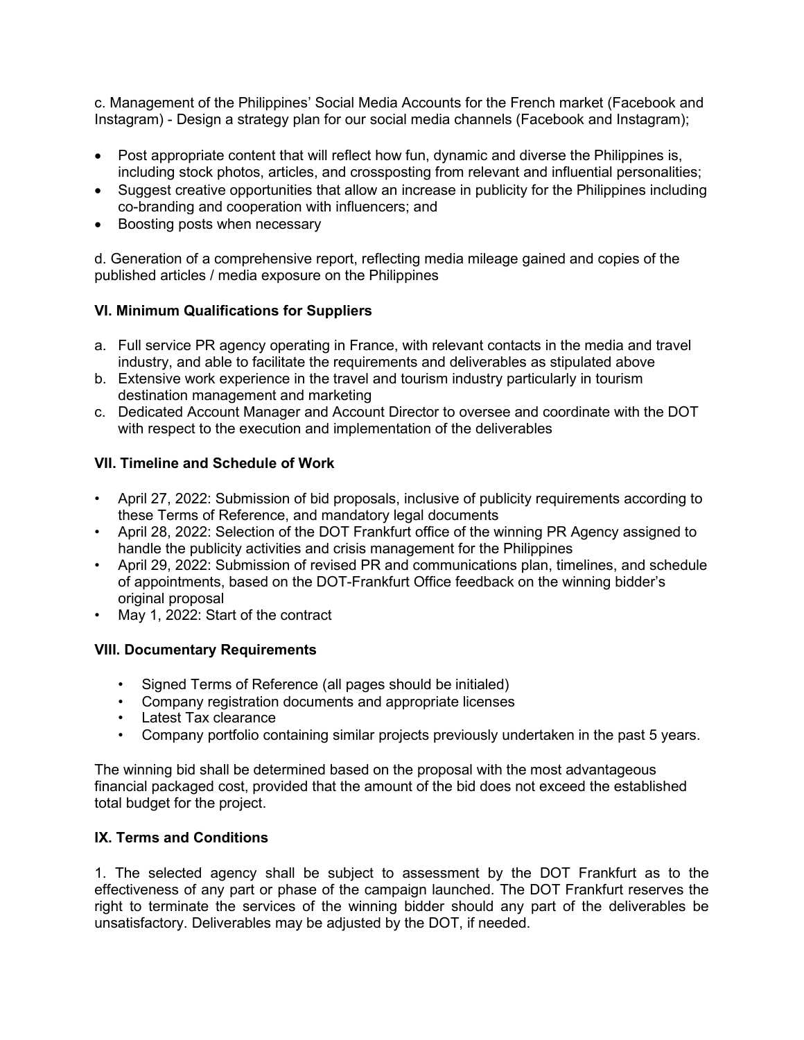c. Management of the Philippines' Social Media Accounts for the French market (Facebook and Instagram) - Design a strategy plan for our social media channels (Facebook and Instagram);

- Post appropriate content that will reflect how fun, dynamic and diverse the Philippines is, including stock photos, articles, and crossposting from relevant and influential personalities;
- Suggest creative opportunities that allow an increase in publicity for the Philippines including co-branding and cooperation with influencers; and
- Boosting posts when necessary

d. Generation of a comprehensive report, reflecting media mileage gained and copies of the published articles / media exposure on the Philippines

## VI. Minimum Qualifications for Suppliers

a. Full service PR agency operating in France, with relevant contacts in the media and travel industry, and able to facilitate the requirements and deliverables as stipulated above
b. Extensive work experience in the travel and tourism industry particularly in tourism destination management and marketing
c. Dedicated Account Manager and Account Director to oversee and coordinate with the DOT with respect to the execution and implementation of the deliverables

## VII. Timeline and Schedule of Work

- April 27, 2022: Submission of bid proposals, inclusive of publicity requirements according to these Terms of Reference, and mandatory legal documents
- April 28, 2022: Selection of the DOT Frankfurt office of the winning PR Agency assigned to handle the publicity activities and crisis management for the Philippines
- April 29, 2022: Submission of revised PR and communications plan, timelines, and schedule of appointments, based on the DOT-Frankfurt Office feedback on the winning bidder's original proposal
- May 1, 2022: Start of the contract

## VIII. Documentary Requirements

- Signed Terms of Reference (all pages should be initialed)
- Company registration documents and appropriate licenses
- Latest Tax clearance
- Company portfolio containing similar projects previously undertaken in the past 5 years.

The winning bid shall be determined based on the proposal with the most advantageous financial packaged cost, provided that the amount of the bid does not exceed the established total budget for the project.

## IX. Terms and Conditions

1. The selected agency shall be subject to assessment by the DOT Frankfurt as to the effectiveness of any part or phase of the campaign launched. The DOT Frankfurt reserves the right to terminate the services of the winning bidder should any part of the deliverables be unsatisfactory. Deliverables may be adjusted by the DOT, if needed.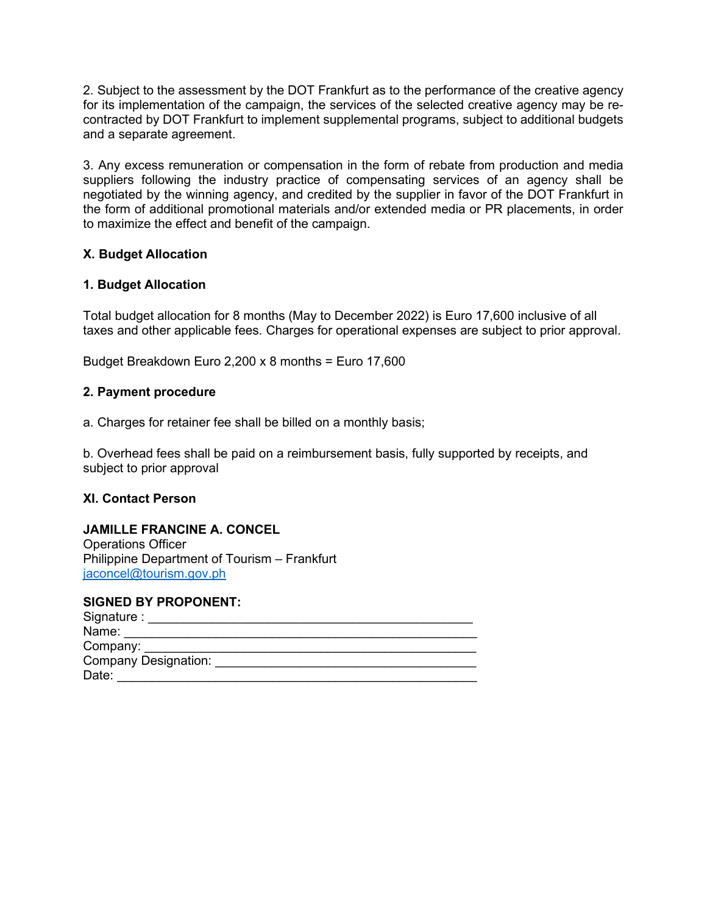2. Subject to the assessment by the DOT Frankfurt as to the performance of the creative agency for its implementation of the campaign, the services of the selected creative agency may be re-contracted by DOT Frankfurt to implement supplemental programs, subject to additional budgets and a separate agreement.

3. Any excess remuneration or compensation in the form of rebate from production and media suppliers following the industry practice of compensating services of an agency shall be negotiated by the winning agency, and credited by the supplier in favor of the DOT Frankfurt in the form of additional promotional materials and/or extended media or PR placements, in order to maximize the effect and benefit of the campaign.

## X. Budget Allocation

### 1. Budget Allocation

Total budget allocation for 8 months (May to December 2022) is Euro 17,600 inclusive of all taxes and other applicable fees. Charges for operational expenses are subject to prior approval.

Budget Breakdown Euro 2,200 x 8 months = Euro 17,600

### 2. Payment procedure

a. Charges for retainer fee shall be billed on a monthly basis;

b. Overhead fees shall be paid on a reimbursement basis, fully supported by receipts, and subject to prior approval

## XI. Contact Person

**JAMILLE FRANCINE A. CONCEL**
Operations Officer
Philippine Department of Tourism – Frankfurt
jaconcel@tourism.gov.ph

**SIGNED BY PROPONENT:**
Signature : ______________________________________________
Name: ________________________________________________
Company: _____________________________________________
Company Designation: ____________________________________
Date: _________________________________________________